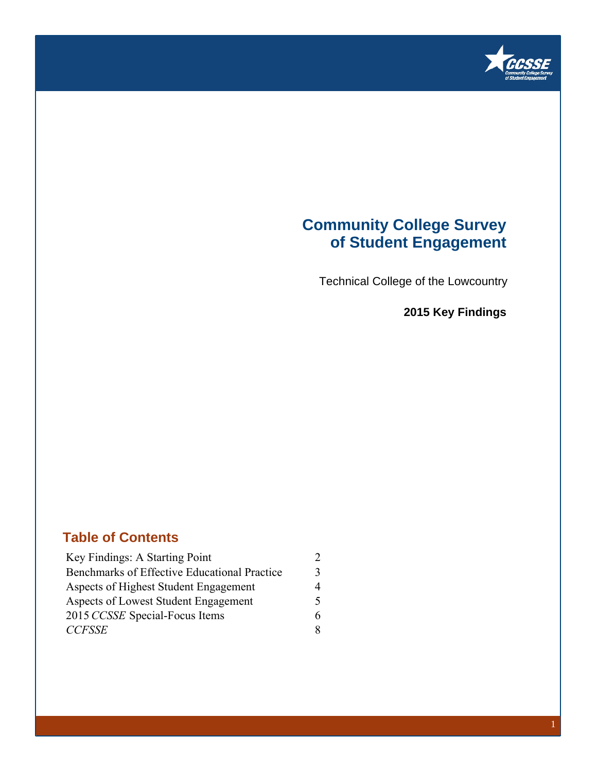# Community College Survey of Student Engagement

Technical College of the Lowcountry

**2015 Key Findings**

## Table of Contents

| | |
|---|---|
| Key Findings: A Starting Point | 2 |
| Benchmarks of Effective Educational Practice | 3 |
| Aspects of Highest Student Engagement | 4 |
| Aspects of Lowest Student Engagement | 5 |
| 2015 *CCSSE* Special-Focus Items | 6 |
| *CCFSSE* | 8 |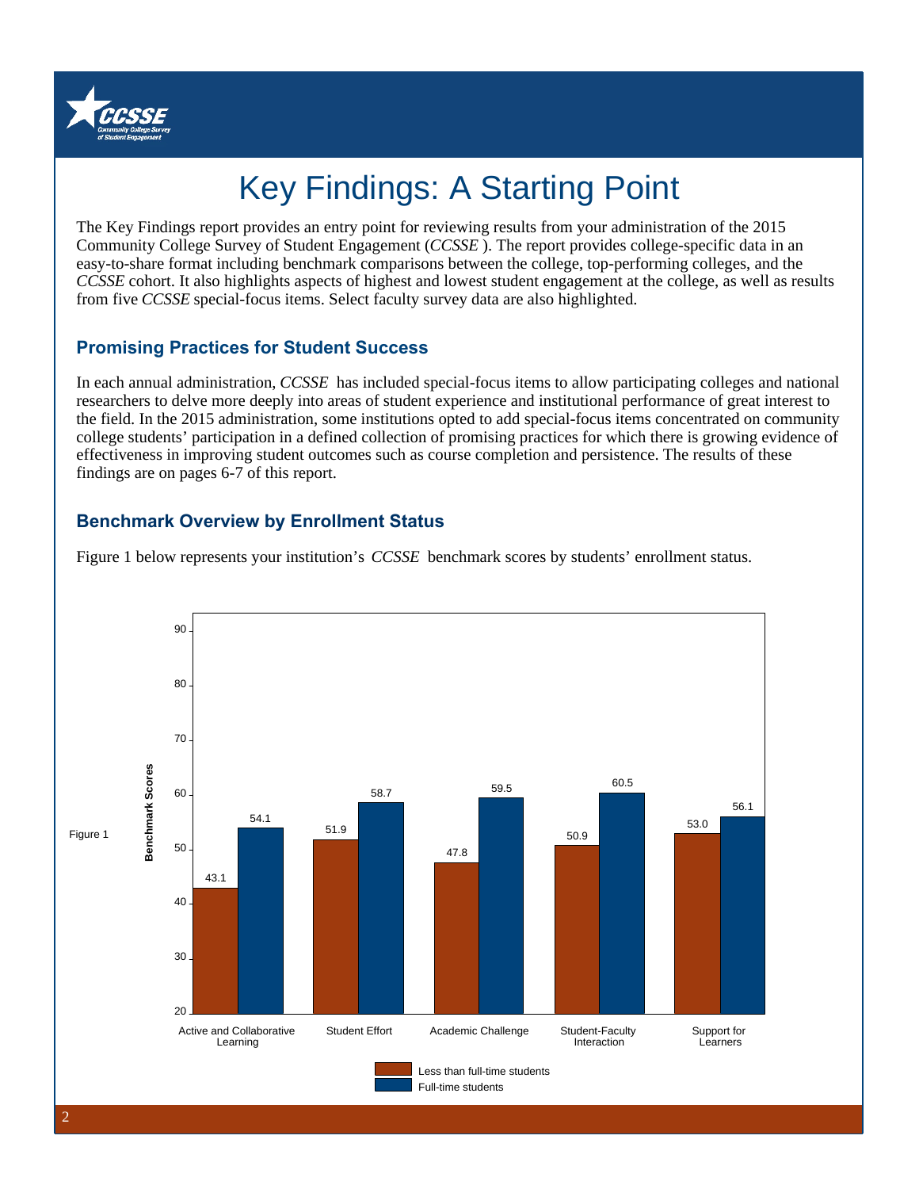# Key Findings: A Starting Point

The Key Findings report provides an entry point for reviewing results from your administration of the 2015 Community College Survey of Student Engagement (*CCSSE* ). The report provides college-specific data in an easy-to-share format including benchmark comparisons between the college, top-performing colleges, and the *CCSSE* cohort. It also highlights aspects of highest and lowest student engagement at the college, as well as results from five *CCSSE* special-focus items. Select faculty survey data are also highlighted.

## Promising Practices for Student Success

In each annual administration, *CCSSE* has included special-focus items to allow participating colleges and national researchers to delve more deeply into areas of student experience and institutional performance of great interest to the field. In the 2015 administration, some institutions opted to add special-focus items concentrated on community college students' participation in a defined collection of promising practices for which there is growing evidence of effectiveness in improving student outcomes such as course completion and persistence. The results of these findings are on pages 6-7 of this report.

## Benchmark Overview by Enrollment Status

Figure 1 below represents your institution's *CCSSE* benchmark scores by students' enrollment status.

Figure 1

| Benchmark | Less than full-time students | Full-time students |
|---|---|---|
| Active and Collaborative Learning | 43.1 | 54.1 |
| Student Effort | 51.9 | 58.7 |
| Academic Challenge | 47.8 | 59.5 |
| Student-Faculty Interaction | 50.9 | 60.5 |
| Support for Learners | 53.0 | 56.1 |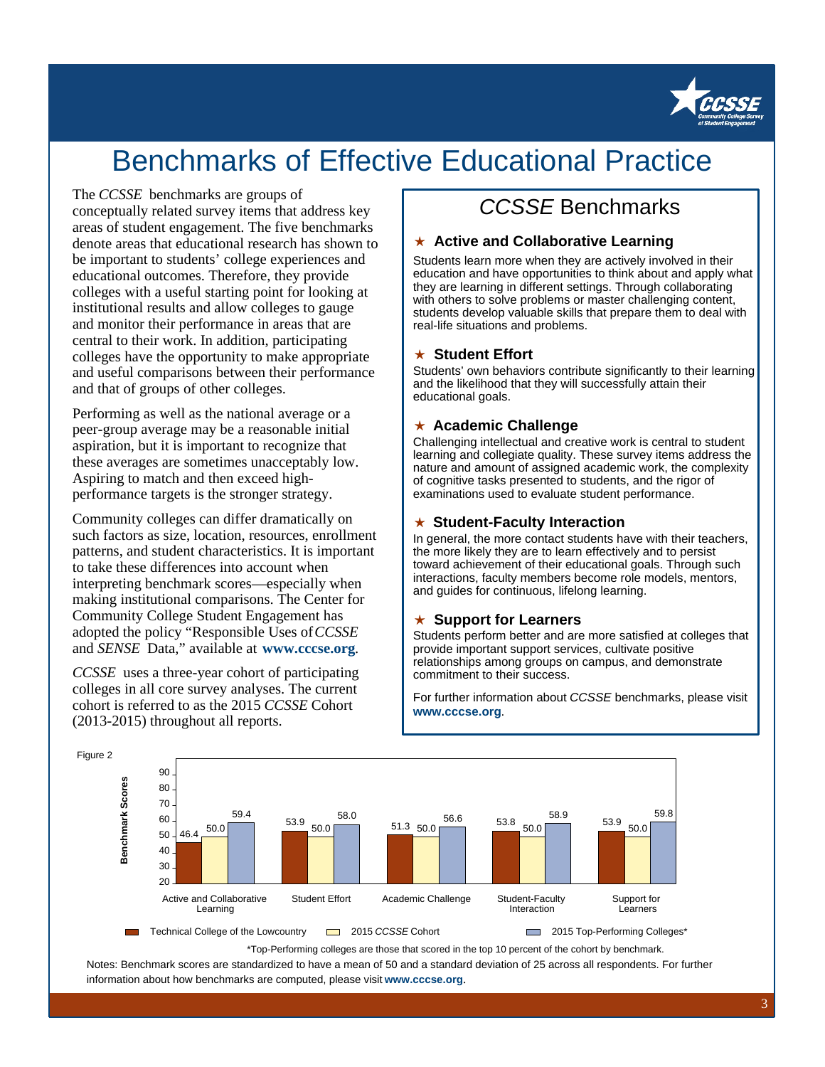# Benchmarks of Effective Educational Practice

The *CCSSE* benchmarks are groups of conceptually related survey items that address key areas of student engagement. The five benchmarks denote areas that educational research has shown to be important to students' college experiences and educational outcomes. Therefore, they provide colleges with a useful starting point for looking at institutional results and allow colleges to gauge and monitor their performance in areas that are central to their work. In addition, participating colleges have the opportunity to make appropriate and useful comparisons between their performance and that of groups of other colleges.

Performing as well as the national average or a peer-group average may be a reasonable initial aspiration, but it is important to recognize that these averages are sometimes unacceptably low. Aspiring to match and then exceed high-performance targets is the stronger strategy.

Community colleges can differ dramatically on such factors as size, location, resources, enrollment patterns, and student characteristics. It is important to take these differences into account when interpreting benchmark scores—especially when making institutional comparisons. The Center for Community College Student Engagement has adopted the policy "Responsible Uses of *CCSSE* and *SENSE* Data," available at **www.cccse.org**.

*CCSSE* uses a three-year cohort of participating colleges in all core survey analyses. The current cohort is referred to as the 2015 *CCSSE* Cohort (2013-2015) throughout all reports.

## *CCSSE* Benchmarks

### ★ Active and Collaborative Learning

Students learn more when they are actively involved in their education and have opportunities to think about and apply what they are learning in different settings. Through collaborating with others to solve problems or master challenging content, students develop valuable skills that prepare them to deal with real-life situations and problems.

### ★ Student Effort

Students' own behaviors contribute significantly to their learning and the likelihood that they will successfully attain their educational goals.

### ★ Academic Challenge

Challenging intellectual and creative work is central to student learning and collegiate quality. These survey items address the nature and amount of assigned academic work, the complexity of cognitive tasks presented to students, and the rigor of examinations used to evaluate student performance.

### ★ Student-Faculty Interaction

In general, the more contact students have with their teachers, the more likely they are to learn effectively and to persist toward achievement of their educational goals. Through such interactions, faculty members become role models, mentors, and guides for continuous, lifelong learning.

### ★ Support for Learners

Students perform better and are more satisfied at colleges that provide important support services, cultivate positive relationships among groups on campus, and demonstrate commitment to their success.

For further information about *CCSSE* benchmarks, please visit **www.cccse.org**.

Figure 2

| Benchmark Scores | Technical College of the Lowcountry | 2015 *CCSSE* Cohort | 2015 Top-Performing Colleges* |
|---|---|---|---|
| Active and Collaborative Learning | 46.4 | 50.0 | 59.4 |
| Student Effort | 53.9 | 50.0 | 58.0 |
| Academic Challenge | 51.3 | 50.0 | 56.6 |
| Student-Faculty Interaction | 53.8 | 50.0 | 58.9 |
| Support for Learners | 53.9 | 50.0 | 59.8 |

*Top-Performing colleges are those that scored in the top 10 percent of the cohort by benchmark.

Notes: Benchmark scores are standardized to have a mean of 50 and a standard deviation of 25 across all respondents. For further information about how benchmarks are computed, please visit **www.cccse.org**.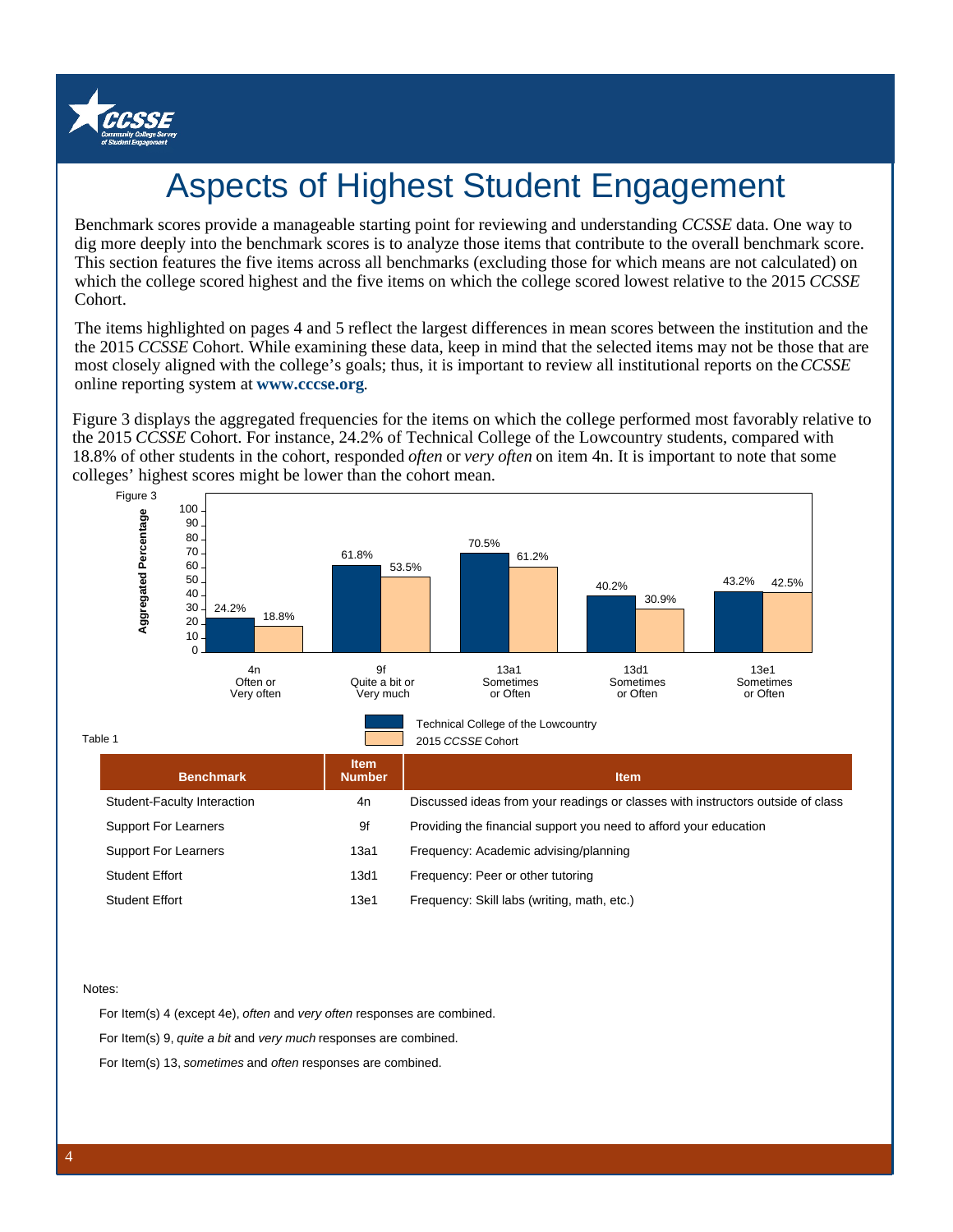# Aspects of Highest Student Engagement

Benchmark scores provide a manageable starting point for reviewing and understanding *CCSSE* data. One way to dig more deeply into the benchmark scores is to analyze those items that contribute to the overall benchmark score. This section features the five items across all benchmarks (excluding those for which means are not calculated) on which the college scored highest and the five items on which the college scored lowest relative to the 2015 *CCSSE* Cohort.

The items highlighted on pages 4 and 5 reflect the largest differences in mean scores between the institution and the the 2015 *CCSSE* Cohort. While examining these data, keep in mind that the selected items may not be those that are most closely aligned with the college's goals; thus, it is important to review all institutional reports on the *CCSSE* online reporting system at **www.cccse.org**.

Figure 3 displays the aggregated frequencies for the items on which the college performed most favorably relative to the 2015 *CCSSE* Cohort. For instance, 24.2% of Technical College of the Lowcountry students, compared with 18.8% of other students in the cohort, responded *often* or *very often* on item 4n. It is important to note that some colleges' highest scores might be lower than the cohort mean.

Figure 3

| Item | Technical College of the Lowcountry | 2015 *CCSSE* Cohort |
|---|---|---|
| 4n Often or Very often | 24.2% | 18.8% |
| 9f Quite a bit or Very much | 61.8% | 53.5% |
| 13a1 Sometimes or Often | 70.5% | 61.2% |
| 13d1 Sometimes or Often | 40.2% | 30.9% |
| 13e1 Sometimes or Often | 43.2% | 42.5% |

Table 1

| Benchmark | Item Number | Item |
|---|---|---|
| Student-Faculty Interaction | 4n | Discussed ideas from your readings or classes with instructors outside of class |
| Support For Learners | 9f | Providing the financial support you need to afford your education |
| Support For Learners | 13a1 | Frequency: Academic advising/planning |
| Student Effort | 13d1 | Frequency: Peer or other tutoring |
| Student Effort | 13e1 | Frequency: Skill labs (writing, math, etc.) |

Notes:

For Item(s) 4 (except 4e), *often* and *very often* responses are combined.

For Item(s) 9, *quite a bit* and *very much* responses are combined.

For Item(s) 13, *sometimes* and *often* responses are combined.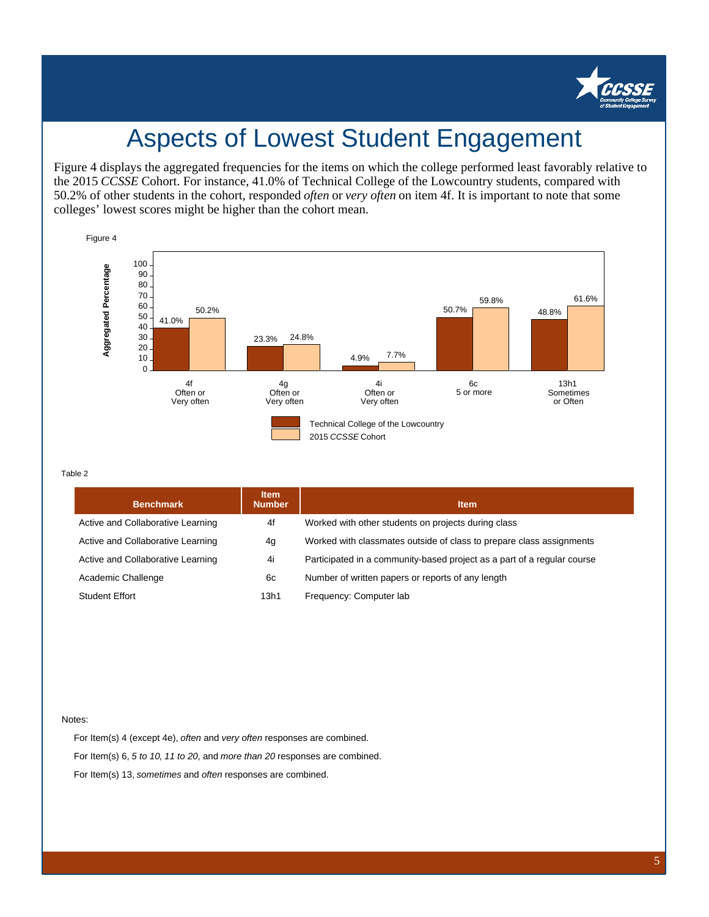# Aspects of Lowest Student Engagement

Figure 4 displays the aggregated frequencies for the items on which the college performed least favorably relative to the 2015 *CCSSE* Cohort. For instance, 41.0% of Technical College of the Lowcountry students, compared with 50.2% of other students in the cohort, responded *often* or *very often* on item 4f. It is important to note that some colleges' lowest scores might be higher than the cohort mean.

Figure 4

| Item | Technical College of the Lowcountry | 2015 *CCSSE* Cohort |
|---|---|---|
| 4f Often or Very often | 41.0% | 50.2% |
| 4g Often or Very often | 23.3% | 24.8% |
| 4i Often or Very often | 4.9% | 7.7% |
| 6c 5 or more | 50.7% | 59.8% |
| 13h1 Sometimes or Often | 48.8% | 61.6% |

Table 2

| Benchmark | Item Number | Item |
|---|---|---|
| Active and Collaborative Learning | 4f | Worked with other students on projects during class |
| Active and Collaborative Learning | 4g | Worked with classmates outside of class to prepare class assignments |
| Active and Collaborative Learning | 4i | Participated in a community-based project as a part of a regular course |
| Academic Challenge | 6c | Number of written papers or reports of any length |
| Student Effort | 13h1 | Frequency: Computer lab |

Notes:

For Item(s) 4 (except 4e), *often* and *very often* responses are combined.

For Item(s) 6, *5 to 10*, *11 to 20*, and *more than 20* responses are combined.

For Item(s) 13, *sometimes* and *often* responses are combined.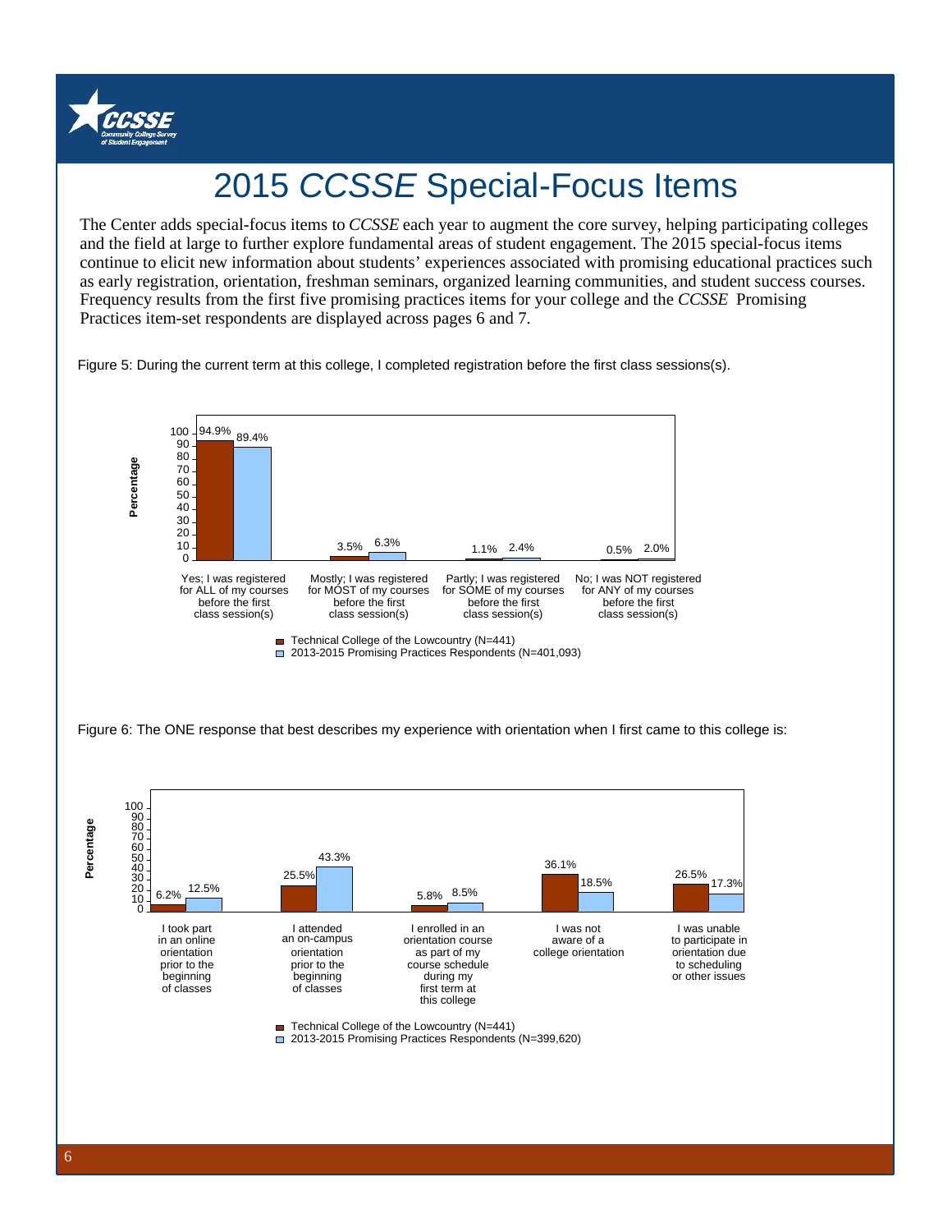# 2015 *CCSSE* Special-Focus Items

The Center adds special-focus items to *CCSSE* each year to augment the core survey, helping participating colleges and the field at large to further explore fundamental areas of student engagement. The 2015 special-focus items continue to elicit new information about students' experiences associated with promising educational practices such as early registration, orientation, freshman seminars, organized learning communities, and student success courses. Frequency results from the first five promising practices items for your college and the *CCSSE* Promising Practices item-set respondents are displayed across pages 6 and 7.

Figure 5: During the current term at this college, I completed registration before the first class sessions(s).

| Response | Technical College of the Lowcountry (N=441) | 2013-2015 Promising Practices Respondents (N=401,093) |
|---|---|---|
| Yes; I was registered for ALL of my courses before the first class session(s) | 94.9% | 89.4% |
| Mostly; I was registered for MOST of my courses before the first class session(s) | 3.5% | 6.3% |
| Partly; I was registered for SOME of my courses before the first class session(s) | 1.1% | 2.4% |
| No; I was NOT registered for ANY of my courses before the first class session(s) | 0.5% | 2.0% |

Figure 6: The ONE response that best describes my experience with orientation when I first came to this college is:

| Response | Technical College of the Lowcountry (N=441) | 2013-2015 Promising Practices Respondents (N=399,620) |
|---|---|---|
| I took part in an online orientation prior to the beginning of classes | 6.2% | 12.5% |
| I attended an on-campus orientation prior to the beginning of classes | 25.5% | 43.3% |
| I enrolled in an orientation course as part of my course schedule during my first term at this college | 5.8% | 8.5% |
| I was not aware of a college orientation | 36.1% | 18.5% |
| I was unable to participate in orientation due to scheduling or other issues | 26.5% | 17.3% |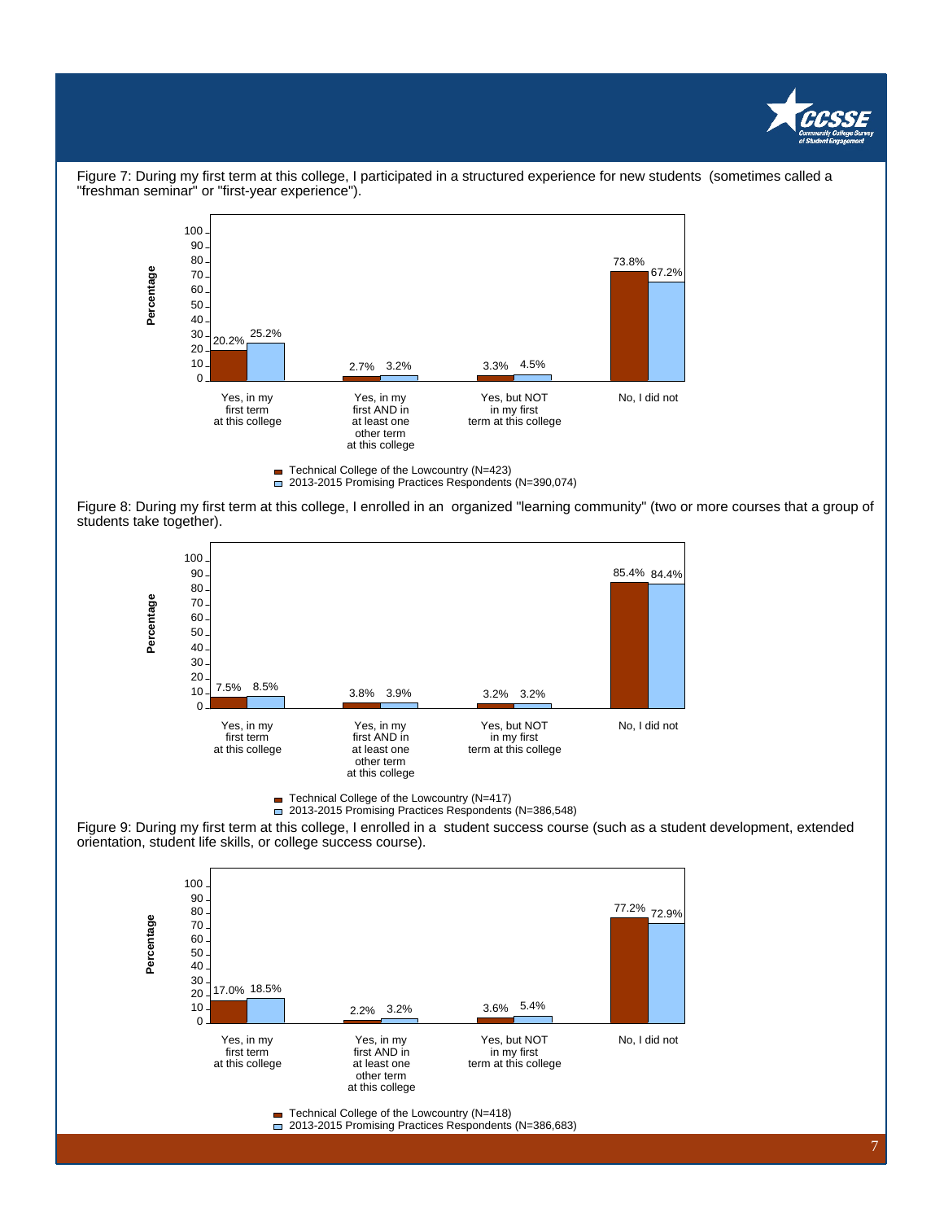Figure 7: During my first term at this college, I participated in a structured experience for new students (sometimes called a "freshman seminar" or "first-year experience").

| Response | Technical College of the Lowcountry (N=423) | 2013-2015 Promising Practices Respondents (N=390,074) |
| --- | --- | --- |
| Yes, in my first term at this college | 20.2% | 25.2% |
| Yes, in my first AND in at least one other term at this college | 2.7% | 3.2% |
| Yes, but NOT in my first term at this college | 3.3% | 4.5% |
| No, I did not | 73.8% | 67.2% |

Figure 8: During my first term at this college, I enrolled in an organized "learning community" (two or more courses that a group of students take together).

| Response | Technical College of the Lowcountry (N=417) | 2013-2015 Promising Practices Respondents (N=386,548) |
| --- | --- | --- |
| Yes, in my first term at this college | 7.5% | 8.5% |
| Yes, in my first AND in at least one other term at this college | 3.8% | 3.9% |
| Yes, but NOT in my first term at this college | 3.2% | 3.2% |
| No, I did not | 85.4% | 84.4% |

Figure 9: During my first term at this college, I enrolled in a student success course (such as a student development, extended orientation, student life skills, or college success course).

| Response | Technical College of the Lowcountry (N=418) | 2013-2015 Promising Practices Respondents (N=386,683) |
| --- | --- | --- |
| Yes, in my first term at this college | 17.0% | 18.5% |
| Yes, in my first AND in at least one other term at this college | 2.2% | 3.2% |
| Yes, but NOT in my first term at this college | 3.6% | 5.4% |
| No, I did not | 77.2% | 72.9% |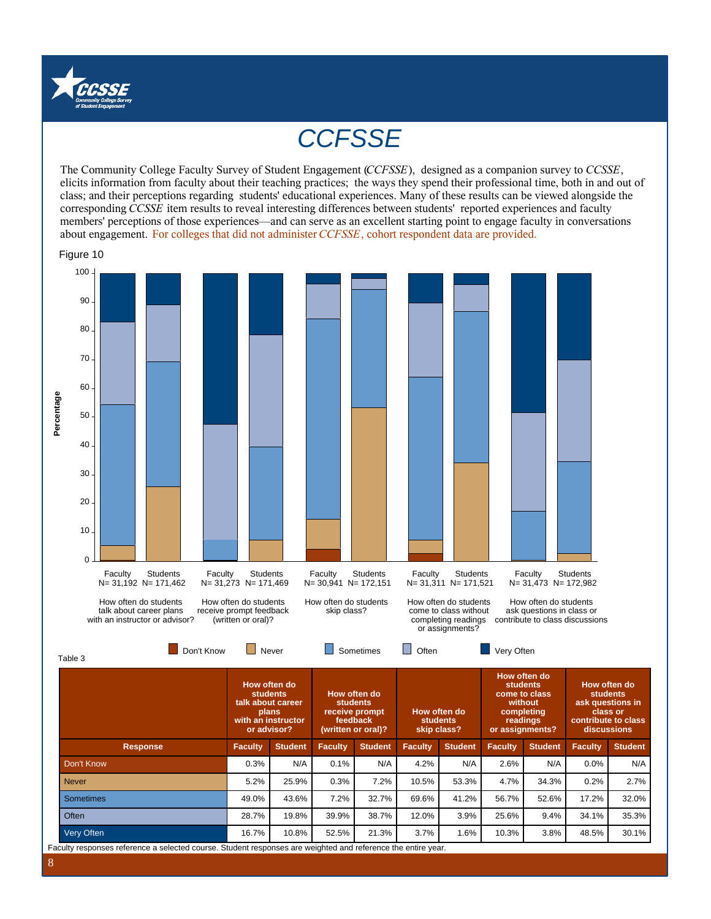# CCFSSE

The Community College Faculty Survey of Student Engagement (*CCFSSE*), designed as a companion survey to *CCSSE*, elicits information from faculty about their teaching practices; the ways they spend their professional time, both in and out of class; and their perceptions regarding students' educational experiences. Many of these results can be viewed alongside the corresponding *CCSSE* item results to reveal interesting differences between students' reported experiences and faculty members' perceptions of those experiences—and can serve as an excellent starting point to engage faculty in conversations about engagement. For colleges that did not administer *CCFSSE*, cohort respondent data are provided.

Figure 10

Percentage

100
90
80
70
60
50
40
30
20
10
0

Faculty N= 31,192 Students N= 171,462
How often do students talk about career plans with an instructor or advisor?

Faculty N= 31,273 Students N= 171,469
How often do students receive prompt feedback (written or oral)?

Faculty N= 30,941 Students N= 172,151
How often do students skip class?

Faculty N= 31,311 Students N= 171,521
How often do students come to class without completing readings or assignments?

Faculty N= 31,473 Students N= 172,982
How often do students ask questions in class or contribute to class discussions

Don't Know   Never   Sometimes   Often   Very Often

Table 3

| | How often do students talk about career plans with an instructor or advisor? | | How often do students receive prompt feedback (written or oral)? | | How often do students skip class? | | How often do students come to class without completing readings or assignments? | | How often do students ask questions in class or contribute to class discussions | |
|---|---|---|---|---|---|---|---|---|---|---|
| **Response** | **Faculty** | **Student** | **Faculty** | **Student** | **Faculty** | **Student** | **Faculty** | **Student** | **Faculty** | **Student** |
| Don't Know | 0.3% | N/A | 0.1% | N/A | 4.2% | N/A | 2.6% | N/A | 0.0% | N/A |
| Never | 5.2% | 25.9% | 0.3% | 7.2% | 10.5% | 53.3% | 4.7% | 34.3% | 0.2% | 2.7% |
| Sometimes | 49.0% | 43.6% | 7.2% | 32.7% | 69.6% | 41.2% | 56.7% | 52.6% | 17.2% | 32.0% |
| Often | 28.7% | 19.8% | 39.9% | 38.7% | 12.0% | 3.9% | 25.6% | 9.4% | 34.1% | 35.3% |
| Very Often | 16.7% | 10.8% | 52.5% | 21.3% | 3.7% | 1.6% | 10.3% | 3.8% | 48.5% | 30.1% |

Faculty responses reference a selected course. Student responses are weighted and reference the entire year.